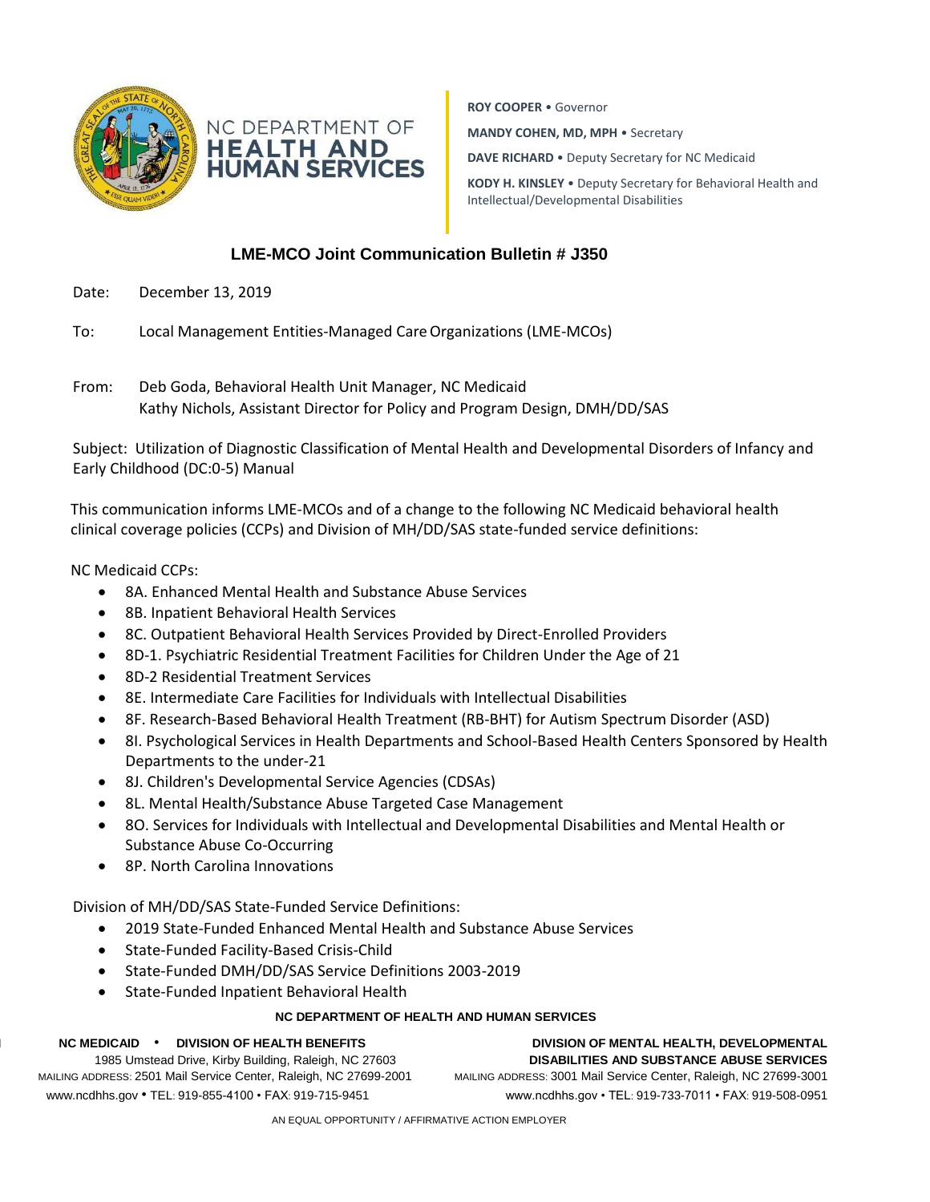NC DEPARTMENT OF
**HEALTH AND HUMAN SERVICES**

**ROY COOPER** • Governor

**MANDY COHEN, MD, MPH** • Secretary

**DAVE RICHARD** • Deputy Secretary for NC Medicaid

**KODY H. KINSLEY** • Deputy Secretary for Behavioral Health and Intellectual/Developmental Disabilities

## LME-MCO Joint Communication Bulletin # J350

Date: December 13, 2019

To: Local Management Entities-Managed Care Organizations (LME-MCOs)

From: Deb Goda, Behavioral Health Unit Manager, NC Medicaid
Kathy Nichols, Assistant Director for Policy and Program Design, DMH/DD/SAS

Subject: Utilization of Diagnostic Classification of Mental Health and Developmental Disorders of Infancy and Early Childhood (DC:0-5) Manual

This communication informs LME-MCOs and of a change to the following NC Medicaid behavioral health clinical coverage policies (CCPs) and Division of MH/DD/SAS state-funded service definitions:

NC Medicaid CCPs:

- 8A. Enhanced Mental Health and Substance Abuse Services
- 8B. Inpatient Behavioral Health Services
- 8C. Outpatient Behavioral Health Services Provided by Direct-Enrolled Providers
- 8D-1. Psychiatric Residential Treatment Facilities for Children Under the Age of 21
- 8D-2 Residential Treatment Services
- 8E. Intermediate Care Facilities for Individuals with Intellectual Disabilities
- 8F. Research-Based Behavioral Health Treatment (RB-BHT) for Autism Spectrum Disorder (ASD)
- 8I. Psychological Services in Health Departments and School-Based Health Centers Sponsored by Health Departments to the under-21
- 8J. Children's Developmental Service Agencies (CDSAs)
- 8L. Mental Health/Substance Abuse Targeted Case Management
- 8O. Services for Individuals with Intellectual and Developmental Disabilities and Mental Health or Substance Abuse Co-Occurring
- 8P. North Carolina Innovations

Division of MH/DD/SAS State-Funded Service Definitions:

- 2019 State-Funded Enhanced Mental Health and Substance Abuse Services
- State-Funded Facility-Based Crisis-Child
- State-Funded DMH/DD/SAS Service Definitions 2003-2019
- State-Funded Inpatient Behavioral Health

**NC DEPARTMENT OF HEALTH AND HUMAN SERVICES**

**NC MEDICAID • DIVISION OF HEALTH BENEFITS**
1985 Umstead Drive, Kirby Building, Raleigh, NC 27603
MAILING ADDRESS: 2501 Mail Service Center, Raleigh, NC 27699-2001
www.ncdhhs.gov • TEL: 919-855-4100 • FAX: 919-715-9451

**DIVISION OF MENTAL HEALTH, DEVELOPMENTAL DISABILITIES AND SUBSTANCE ABUSE SERVICES**
MAILING ADDRESS: 3001 Mail Service Center, Raleigh, NC 27699-3001
www.ncdhhs.gov • TEL: 919-733-7011 • FAX: 919-508-0951

AN EQUAL OPPORTUNITY / AFFIRMATIVE ACTION EMPLOYER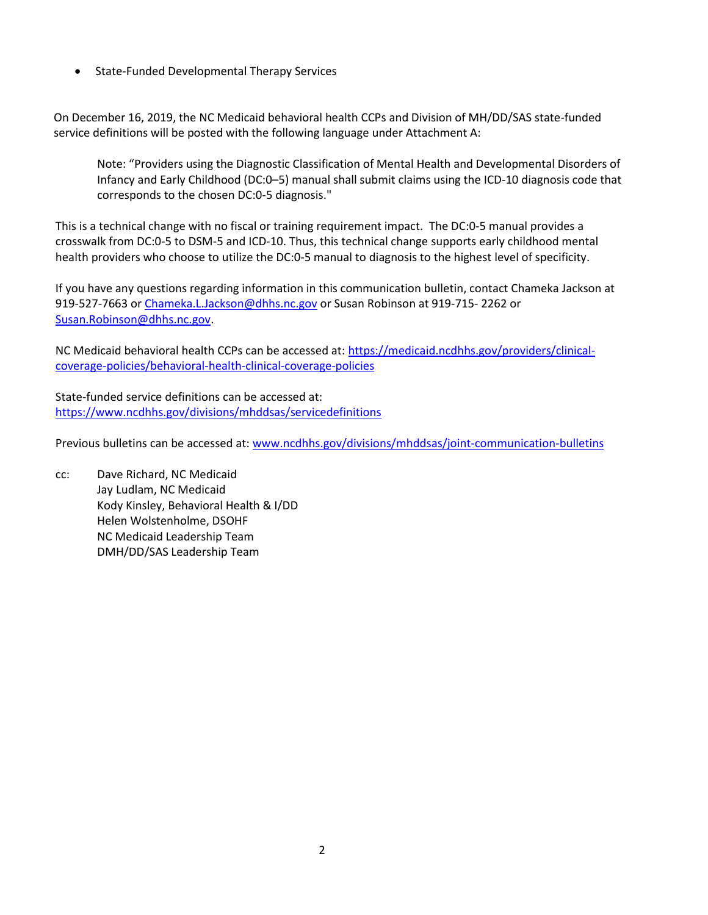- State-Funded Developmental Therapy Services

On December 16, 2019, the NC Medicaid behavioral health CCPs and Division of MH/DD/SAS state-funded service definitions will be posted with the following language under Attachment A:

> Note: "Providers using the Diagnostic Classification of Mental Health and Developmental Disorders of Infancy and Early Childhood (DC:0–5) manual shall submit claims using the ICD-10 diagnosis code that corresponds to the chosen DC:0-5 diagnosis."

This is a technical change with no fiscal or training requirement impact. The DC:0-5 manual provides a crosswalk from DC:0-5 to DSM-5 and ICD-10. Thus, this technical change supports early childhood mental health providers who choose to utilize the DC:0-5 manual to diagnosis to the highest level of specificity.

If you have any questions regarding information in this communication bulletin, contact Chameka Jackson at 919-527-7663 or [Chameka.L.Jackson@dhhs.nc.gov](mailto:Chameka.L.Jackson@dhhs.nc.gov) or Susan Robinson at 919-715- 2262 or [Susan.Robinson@dhhs.nc.gov](mailto:Susan.Robinson@dhhs.nc.gov).

NC Medicaid behavioral health CCPs can be accessed at: [https://medicaid.ncdhhs.gov/providers/clinical-coverage-policies/behavioral-health-clinical-coverage-policies](https://medicaid.ncdhhs.gov/providers/clinical-coverage-policies/behavioral-health-clinical-coverage-policies)

State-funded service definitions can be accessed at: [https://www.ncdhhs.gov/divisions/mhddsas/servicedefinitions](https://www.ncdhhs.gov/divisions/mhddsas/servicedefinitions)

Previous bulletins can be accessed at: [www.ncdhhs.gov/divisions/mhddsas/joint-communication-bulletins](http://www.ncdhhs.gov/divisions/mhddsas/joint-communication-bulletins)

cc: Dave Richard, NC Medicaid
Jay Ludlam, NC Medicaid
Kody Kinsley, Behavioral Health & I/DD
Helen Wolstenholme, DSOHF
NC Medicaid Leadership Team
DMH/DD/SAS Leadership Team